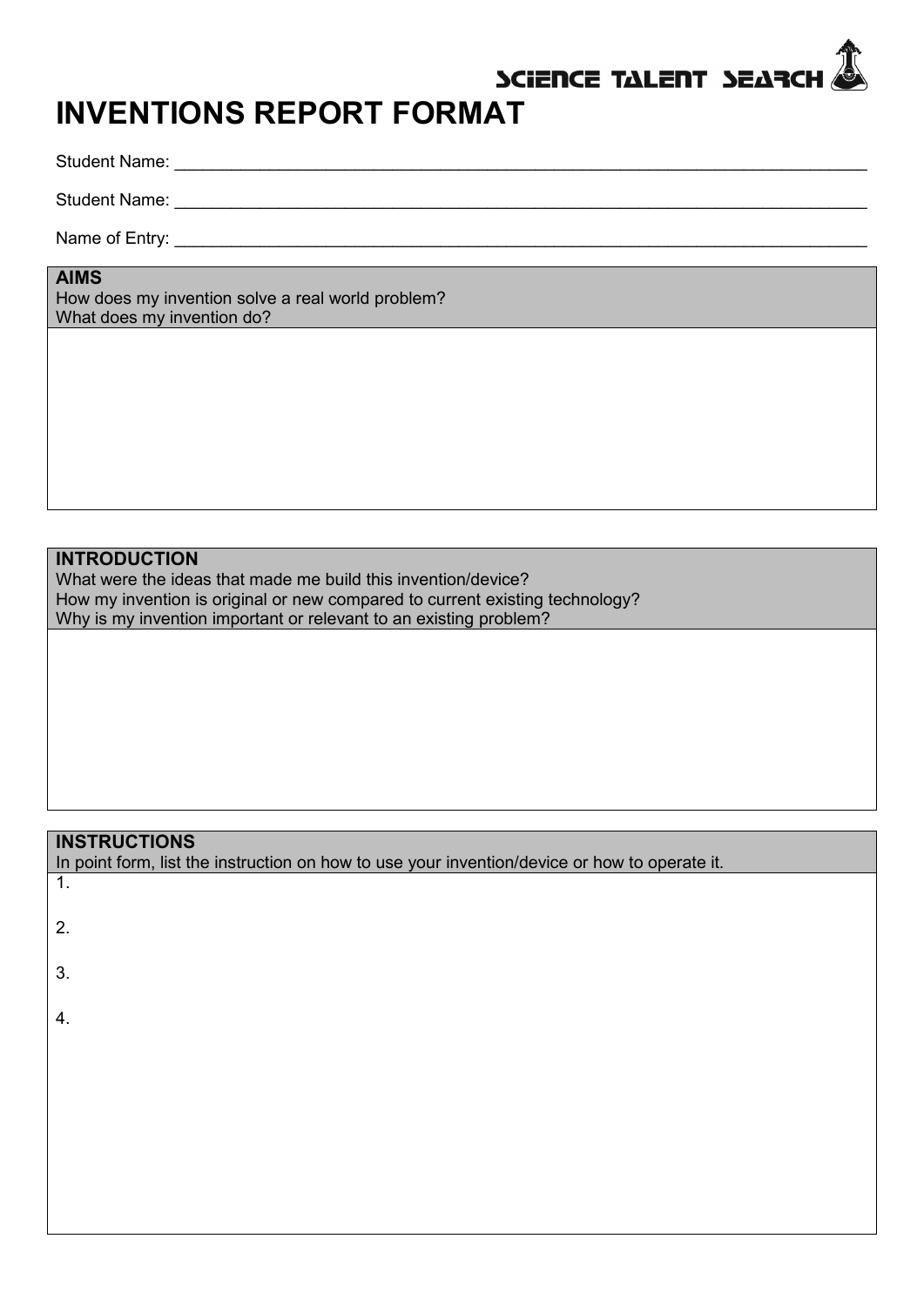SCIENCE TALENT SEARCH

# INVENTIONS REPORT FORMAT

Student Name: ___________________________________________________________________________

Student Name: ___________________________________________________________________________

Name of Entry: __________________________________________________________________________

**AIMS**
How does my invention solve a real world problem?
What does my invention do?

**INTRODUCTION**
What were the ideas that made me build this invention/device?
How my invention is original or new compared to current existing technology?
Why is my invention important or relevant to an existing problem?

**INSTRUCTIONS**
In point form, list the instruction on how to use your invention/device or how to operate it.

1.

2.

3.

4.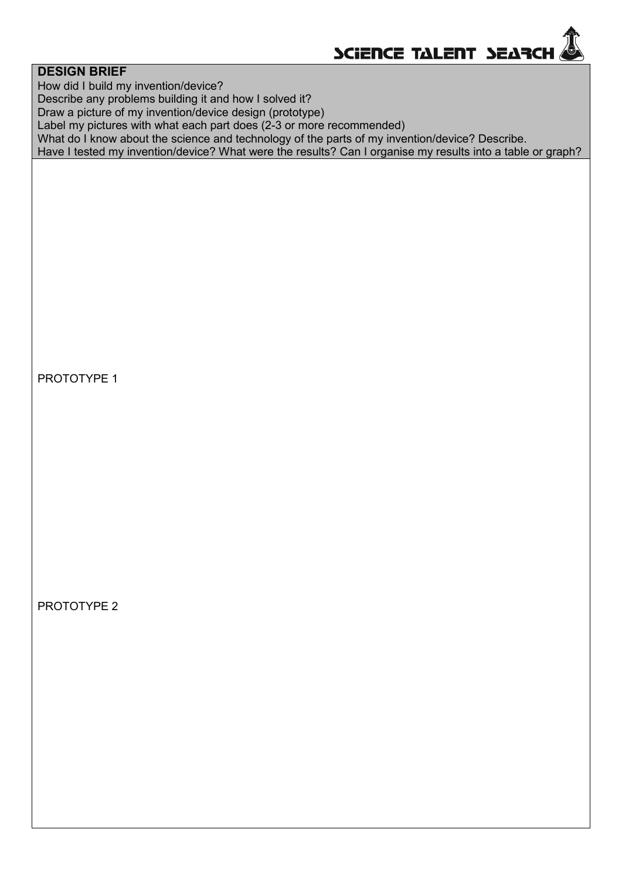# SCIENCE TALENT SEARCH

## DESIGN BRIEF

How did I build my invention/device?
Describe any problems building it and how I solved it?
Draw a picture of my invention/device design (prototype)
Label my pictures with what each part does (2-3 or more recommended)
What do I know about the science and technology of the parts of my invention/device? Describe.
Have I tested my invention/device? What were the results? Can I organise my results into a table or graph?

PROTOTYPE 1

PROTOTYPE 2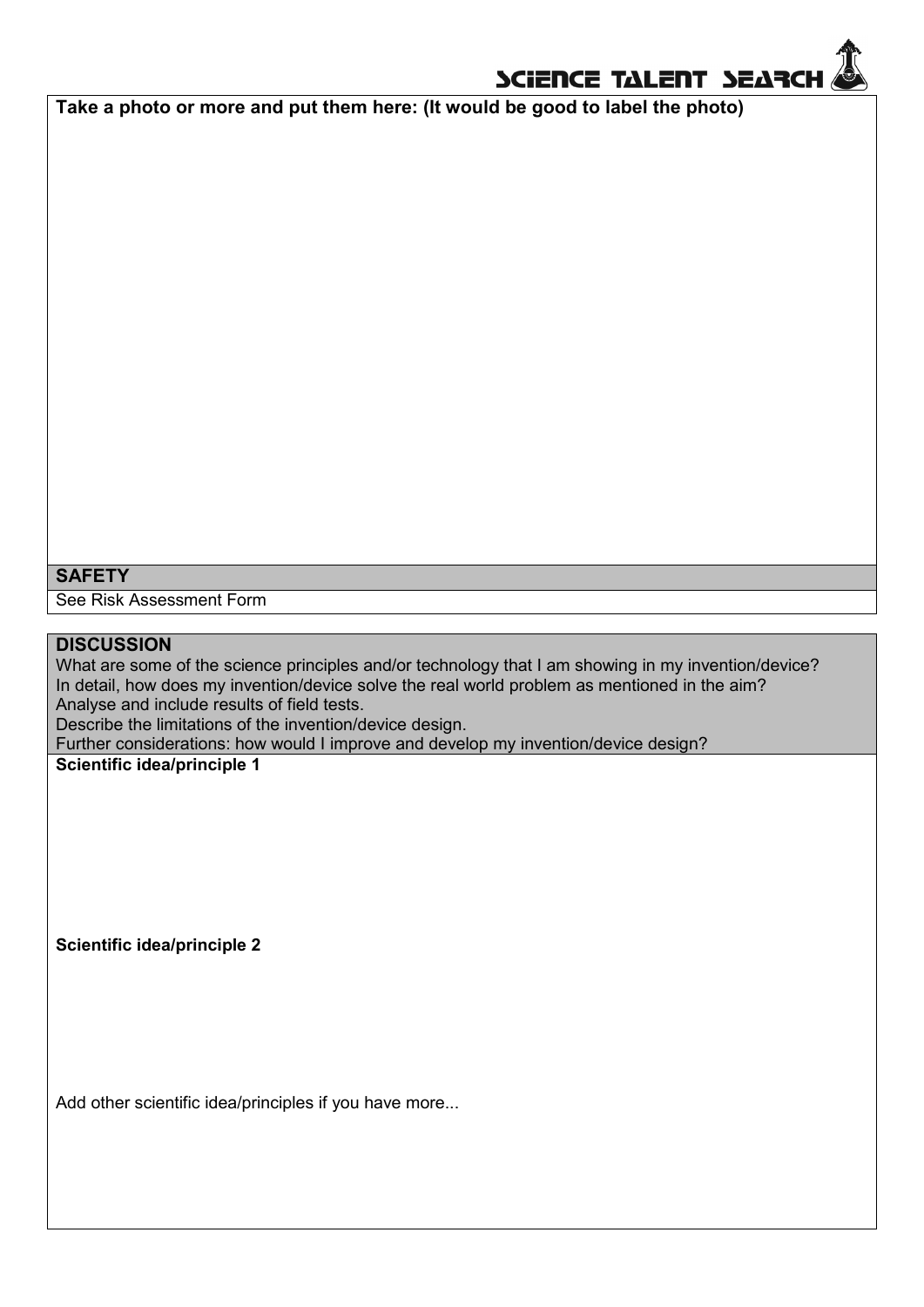**Take a photo or more and put them here: (It would be good to label the photo)**

## SAFETY

See Risk Assessment Form

## DISCUSSION

What are some of the science principles and/or technology that I am showing in my invention/device?
In detail, how does my invention/device solve the real world problem as mentioned in the aim?
Analyse and include results of field tests.
Describe the limitations of the invention/device design.
Further considerations: how would I improve and develop my invention/device design?

**Scientific idea/principle 1**

**Scientific idea/principle 2**

Add other scientific idea/principles if you have more...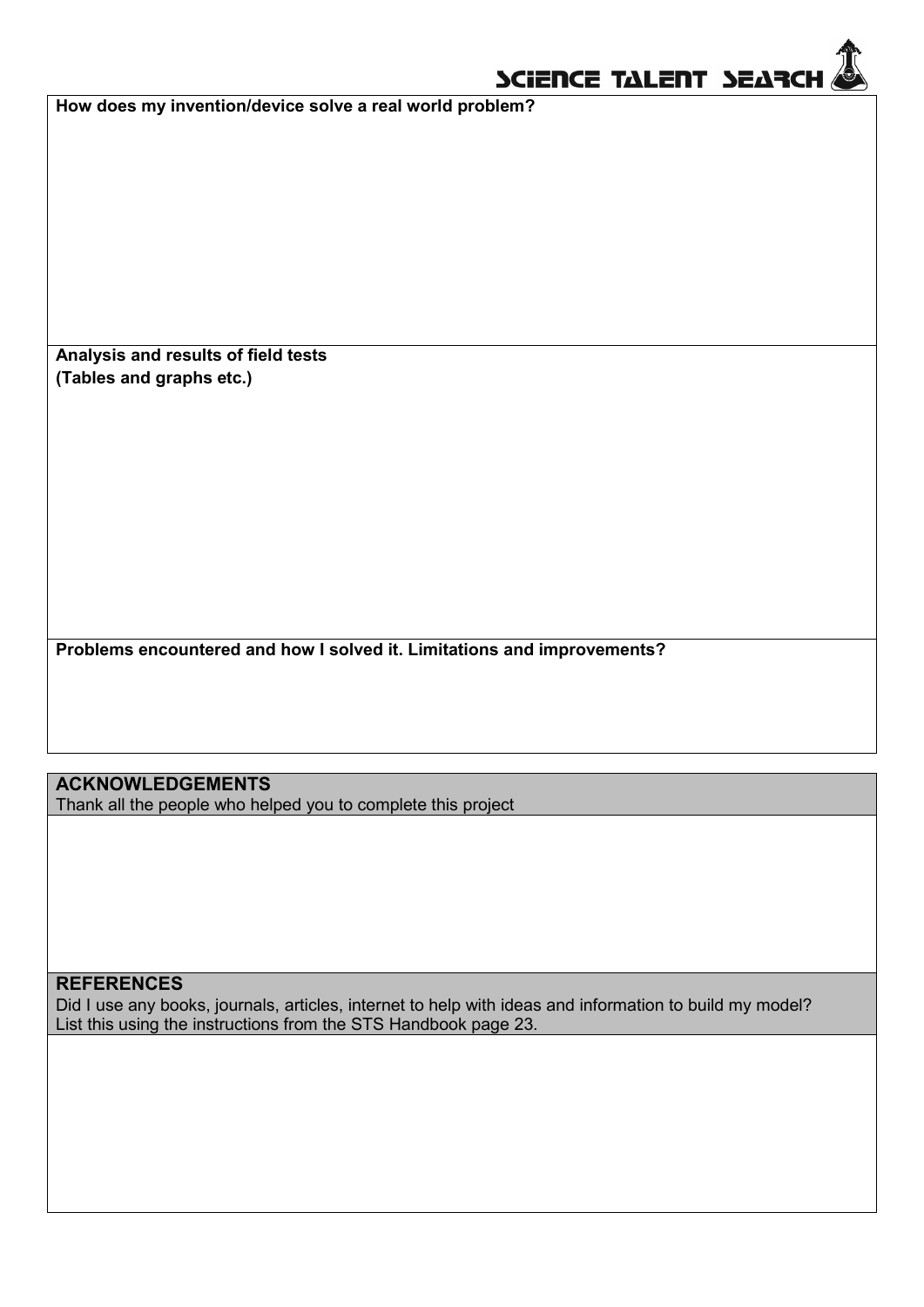**How does my invention/device solve a real world problem?**

**Analysis and results of field tests**
**(Tables and graphs etc.)**

**Problems encountered and how I solved it. Limitations and improvements?**

## ACKNOWLEDGEMENTS

Thank all the people who helped you to complete this project

## REFERENCES

Did I use any books, journals, articles, internet to help with ideas and information to build my model?
List this using the instructions from the STS Handbook page 23.